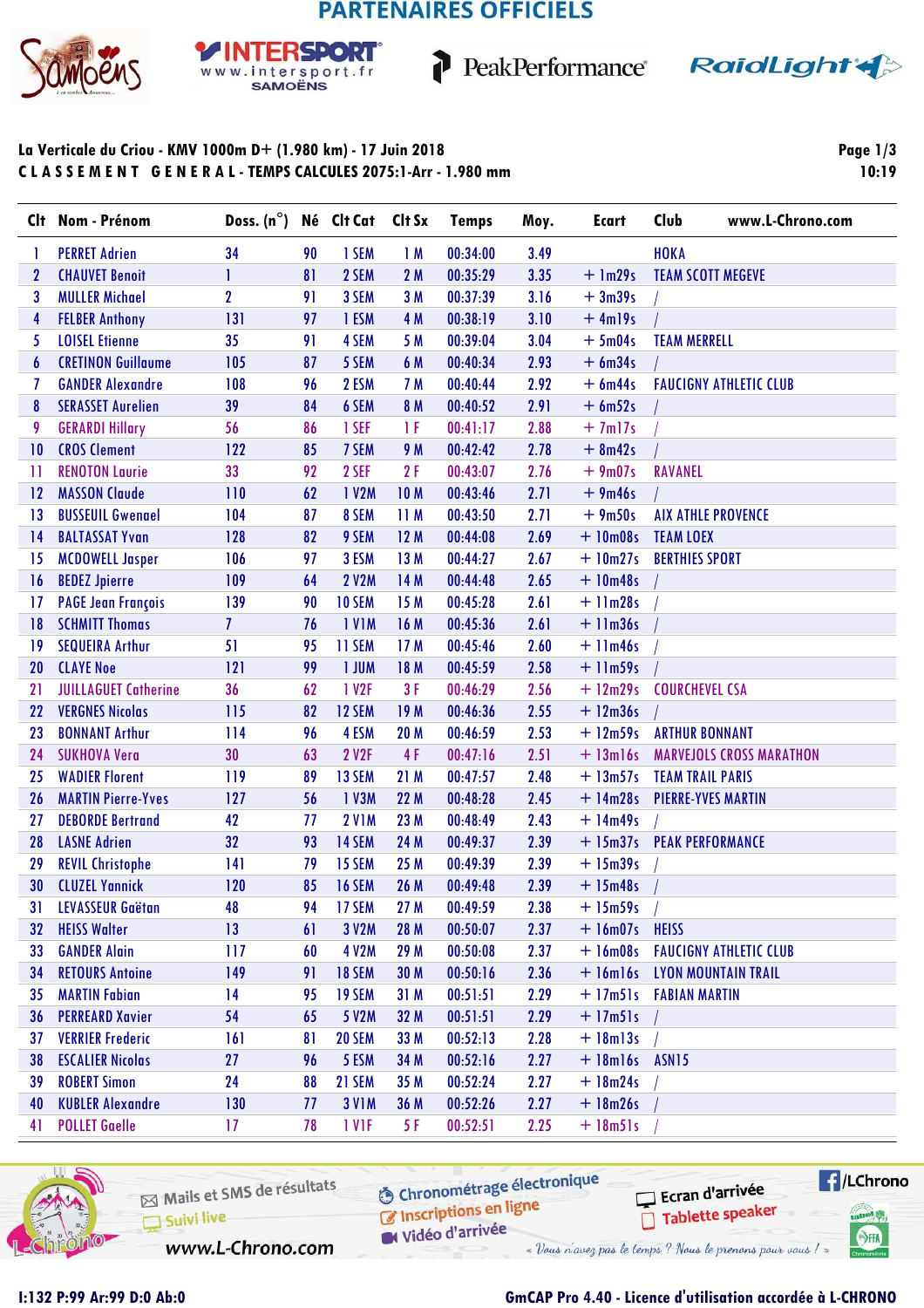# PARTENAIRES OFFICIELS

Samoëns — INTERSPORT www.intersport.fr SAMOËNS — PeakPerformance — RaidLight

**La Verticale du Criou - KMV 1000m D+ (1.980 km) - 17 Juin 2018**

**C L A S S E M E N T   G E N E R A L - TEMPS CALCULES 2075:1-Arr - 1.980 mm**

Page 1/3
10:19

| Clt | Nom - Prénom | Doss. (n°) | Né | Clt Cat | Clt Sx | Temps | Moy. | Ecart | Club | www.L-Chrono.com |
|---|---|---|---|---|---|---|---|---|---|---|
| 1 | PERRET Adrien | 34 | 90 | 1 SEM | 1 M | 00:34:00 | 3.49 | | HOKA | |
| 2 | CHAUVET Benoit | 1 | 81 | 2 SEM | 2 M | 00:35:29 | 3.35 | + 1m29s | TEAM SCOTT MEGEVE | |
| 3 | MULLER Michael | 2 | 91 | 3 SEM | 3 M | 00:37:39 | 3.16 | + 3m39s | / | |
| 4 | FELBER Anthony | 131 | 97 | 1 ESM | 4 M | 00:38:19 | 3.10 | + 4m19s | / | |
| 5 | LOISEL Etienne | 35 | 91 | 4 SEM | 5 M | 00:39:04 | 3.04 | + 5m04s | TEAM MERRELL | |
| 6 | CRETINON Guillaume | 105 | 87 | 5 SEM | 6 M | 00:40:34 | 2.93 | + 6m34s | / | |
| 7 | GANDER Alexandre | 108 | 96 | 2 ESM | 7 M | 00:40:44 | 2.92 | + 6m44s | FAUCIGNY ATHLETIC CLUB | |
| 8 | SERASSET Aurelien | 39 | 84 | 6 SEM | 8 M | 00:40:52 | 2.91 | + 6m52s | / | |
| 9 | GERARDI Hillary | 56 | 86 | 1 SEF | 1 F | 00:41:17 | 2.88 | + 7m17s | / | |
| 10 | CROS Clement | 122 | 85 | 7 SEM | 9 M | 00:42:42 | 2.78 | + 8m42s | / | |
| 11 | RENOTON Laurie | 33 | 92 | 2 SEF | 2 F | 00:43:07 | 2.76 | + 9m07s | RAVANEL | |
| 12 | MASSON Claude | 110 | 62 | 1 V2M | 10 M | 00:43:46 | 2.71 | + 9m46s | / | |
| 13 | BUSSEUIL Gwenael | 104 | 87 | 8 SEM | 11 M | 00:43:50 | 2.71 | + 9m50s | AIX ATHLE PROVENCE | |
| 14 | BALTASSAT Yvan | 128 | 82 | 9 SEM | 12 M | 00:44:08 | 2.69 | + 10m08s | TEAM LOEX | |
| 15 | MCDOWELL Jasper | 106 | 97 | 3 ESM | 13 M | 00:44:27 | 2.67 | + 10m27s | BERTHIES SPORT | |
| 16 | BEDEZ Jpierre | 109 | 64 | 2 V2M | 14 M | 00:44:48 | 2.65 | + 10m48s | / | |
| 17 | PAGE Jean François | 139 | 90 | 10 SEM | 15 M | 00:45:28 | 2.61 | + 11m28s | / | |
| 18 | SCHMITT Thomas | 7 | 76 | 1 V1M | 16 M | 00:45:36 | 2.61 | + 11m36s | / | |
| 19 | SEQUEIRA Arthur | 51 | 95 | 11 SEM | 17 M | 00:45:46 | 2.60 | + 11m46s | / | |
| 20 | CLAYE Noe | 121 | 99 | 1 JUM | 18 M | 00:45:59 | 2.58 | + 11m59s | / | |
| 21 | JUILLAGUET Catherine | 36 | 62 | 1 V2F | 3 F | 00:46:29 | 2.56 | + 12m29s | COURCHEVEL CSA | |
| 22 | VERGNES Nicolas | 115 | 82 | 12 SEM | 19 M | 00:46:36 | 2.55 | + 12m36s | / | |
| 23 | BONNANT Arthur | 114 | 96 | 4 ESM | 20 M | 00:46:59 | 2.53 | + 12m59s | ARTHUR BONNANT | |
| 24 | SUKHOVA Vera | 30 | 63 | 2 V2F | 4 F | 00:47:16 | 2.51 | + 13m16s | MARVEJOLS CROSS MARATHON | |
| 25 | WADIER Florent | 119 | 89 | 13 SEM | 21 M | 00:47:57 | 2.48 | + 13m57s | TEAM TRAIL PARIS | |
| 26 | MARTIN Pierre-Yves | 127 | 56 | 1 V3M | 22 M | 00:48:28 | 2.45 | + 14m28s | PIERRE-YVES MARTIN | |
| 27 | DEBORDE Bertrand | 42 | 77 | 2 V1M | 23 M | 00:48:49 | 2.43 | + 14m49s | / | |
| 28 | LASNE Adrien | 32 | 93 | 14 SEM | 24 M | 00:49:37 | 2.39 | + 15m37s | PEAK PERFORMANCE | |
| 29 | REVIL Christophe | 141 | 79 | 15 SEM | 25 M | 00:49:39 | 2.39 | + 15m39s | / | |
| 30 | CLUZEL Yannick | 120 | 85 | 16 SEM | 26 M | 00:49:48 | 2.39 | + 15m48s | / | |
| 31 | LEVASSEUR Gaëtan | 48 | 94 | 17 SEM | 27 M | 00:49:59 | 2.38 | + 15m59s | / | |
| 32 | HEISS Walter | 13 | 61 | 3 V2M | 28 M | 00:50:07 | 2.37 | + 16m07s | HEISS | |
| 33 | GANDER Alain | 117 | 60 | 4 V2M | 29 M | 00:50:08 | 2.37 | + 16m08s | FAUCIGNY ATHLETIC CLUB | |
| 34 | RETOURS Antoine | 149 | 91 | 18 SEM | 30 M | 00:50:16 | 2.36 | + 16m16s | LYON MOUNTAIN TRAIL | |
| 35 | MARTIN Fabian | 14 | 95 | 19 SEM | 31 M | 00:51:51 | 2.29 | + 17m51s | FABIAN MARTIN | |
| 36 | PERREARD Xavier | 54 | 65 | 5 V2M | 32 M | 00:51:51 | 2.29 | + 17m51s | / | |
| 37 | VERRIER Frederic | 161 | 81 | 20 SEM | 33 M | 00:52:13 | 2.28 | + 18m13s | / | |
| 38 | ESCALIER Nicolas | 27 | 96 | 5 ESM | 34 M | 00:52:16 | 2.27 | + 18m16s | ASN15 | |
| 39 | ROBERT Simon | 24 | 88 | 21 SEM | 35 M | 00:52:24 | 2.27 | + 18m24s | / | |
| 40 | KUBLER Alexandre | 130 | 77 | 3 V1M | 36 M | 00:52:26 | 2.27 | + 18m26s | / | |
| 41 | POLLET Gaelle | 17 | 78 | 1 V1F | 5 F | 00:52:51 | 2.25 | + 18m51s | / | |

L-Chrono — Mails et SMS de résultats — Suivi live — www.L-Chrono.com — Chronométrage électronique — Inscriptions en ligne — Vidéo d'arrivée — Ecran d'arrivée — Tablette speaker — /LChrono

« Vous n'avez pas le temps ? Nous le prenons pour vous ! »

I:132 P:99 Ar:99 D:0 Ab:0

GmCAP Pro 4.40 - Licence d'utilisation accordée à L-CHRONO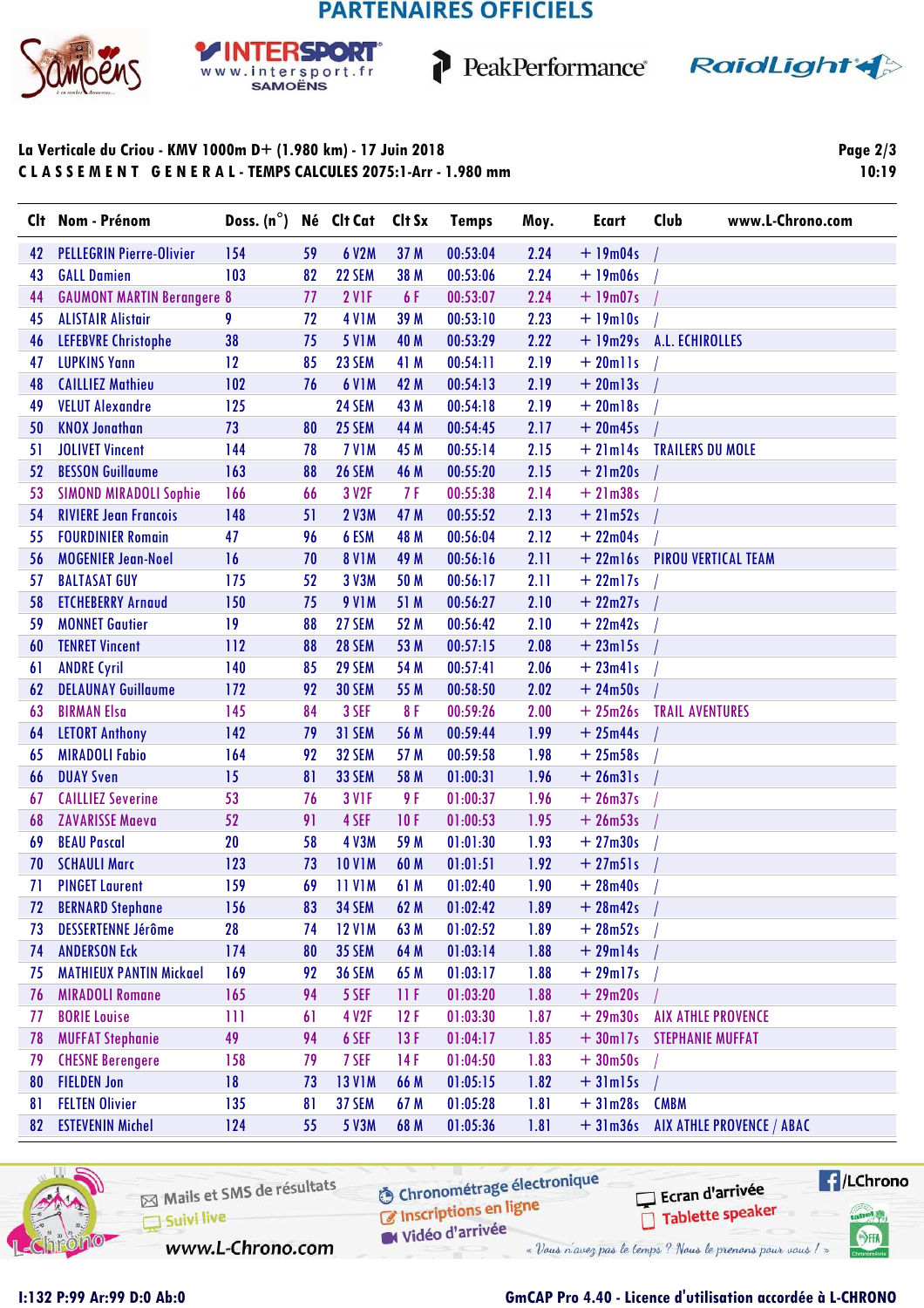**PARTENAIRES OFFICIELS**

Samoëns — INTERSPORT www.intersport.fr SAMOËNS — PeakPerformance — RaidLight

**La Verticale du Criou - KMV 1000m D+ (1.980 km) - 17 Juin 2018**

**C L A S S E M E N T   G E N E R A L - TEMPS CALCULES 2075:1-Arr - 1.980 mm**

10:19

| Clt | Nom - Prénom | Doss. (n°) | Né | Clt Cat | Clt Sx | Temps | Moy. | Ecart | Club |
|---|---|---|---|---|---|---|---|---|---|
| 42 | PELLEGRIN Pierre-Olivier | 154 | 59 | 6 V2M | 37 M | 00:53:04 | 2.24 | + 19m04s | / |
| 43 | GALL Damien | 103 | 82 | 22 SEM | 38 M | 00:53:06 | 2.24 | + 19m06s | / |
| 44 | GAUMONT MARTIN Berangere | 8 | 77 | 2 V1F | 6 F | 00:53:07 | 2.24 | + 19m07s | / |
| 45 | ALISTAIR Alistair | 9 | 72 | 4 V1M | 39 M | 00:53:10 | 2.23 | + 19m10s | / |
| 46 | LEFEBVRE Christophe | 38 | 75 | 5 V1M | 40 M | 00:53:29 | 2.22 | + 19m29s | A.L. ECHIROLLES |
| 47 | LUPKINS Yann | 12 | 85 | 23 SEM | 41 M | 00:54:11 | 2.19 | + 20m11s | / |
| 48 | CAILLIEZ Mathieu | 102 | 76 | 6 V1M | 42 M | 00:54:13 | 2.19 | + 20m13s | / |
| 49 | VELUT Alexandre | 125 | | 24 SEM | 43 M | 00:54:18 | 2.19 | + 20m18s | / |
| 50 | KNOX Jonathan | 73 | 80 | 25 SEM | 44 M | 00:54:45 | 2.17 | + 20m45s | / |
| 51 | JOLIVET Vincent | 144 | 78 | 7 V1M | 45 M | 00:55:14 | 2.15 | + 21m14s | TRAILERS DU MOLE |
| 52 | BESSON Guillaume | 163 | 88 | 26 SEM | 46 M | 00:55:20 | 2.15 | + 21m20s | / |
| 53 | SIMOND MIRADOLI Sophie | 166 | 66 | 3 V2F | 7 F | 00:55:38 | 2.14 | + 21m38s | / |
| 54 | RIVIERE Jean Francois | 148 | 51 | 2 V3M | 47 M | 00:55:52 | 2.13 | + 21m52s | / |
| 55 | FOURDINIER Romain | 47 | 96 | 6 ESM | 48 M | 00:56:04 | 2.12 | + 22m04s | / |
| 56 | MOGENIER Jean-Noel | 16 | 70 | 8 V1M | 49 M | 00:56:16 | 2.11 | + 22m16s | PIROU VERTICAL TEAM |
| 57 | BALTASAT GUY | 175 | 52 | 3 V3M | 50 M | 00:56:17 | 2.11 | + 22m17s | / |
| 58 | ETCHEBERRY Arnaud | 150 | 75 | 9 V1M | 51 M | 00:56:27 | 2.10 | + 22m27s | / |
| 59 | MONNET Gautier | 19 | 88 | 27 SEM | 52 M | 00:56:42 | 2.10 | + 22m42s | / |
| 60 | TENRET Vincent | 112 | 88 | 28 SEM | 53 M | 00:57:15 | 2.08 | + 23m15s | / |
| 61 | ANDRE Cyril | 140 | 85 | 29 SEM | 54 M | 00:57:41 | 2.06 | + 23m41s | / |
| 62 | DELAUNAY Guillaume | 172 | 92 | 30 SEM | 55 M | 00:58:50 | 2.02 | + 24m50s | / |
| 63 | BIRMAN Elsa | 145 | 84 | 3 SEF | 8 F | 00:59:26 | 2.00 | + 25m26s | TRAIL AVENTURES |
| 64 | LETORT Anthony | 142 | 79 | 31 SEM | 56 M | 00:59:44 | 1.99 | + 25m44s | / |
| 65 | MIRADOLI Fabio | 164 | 92 | 32 SEM | 57 M | 00:59:58 | 1.98 | + 25m58s | / |
| 66 | DUAY Sven | 15 | 81 | 33 SEM | 58 M | 01:00:31 | 1.96 | + 26m31s | / |
| 67 | CAILLIEZ Severine | 53 | 76 | 3 V1F | 9 F | 01:00:37 | 1.96 | + 26m37s | / |
| 68 | ZAVARISSE Maeva | 52 | 91 | 4 SEF | 10 F | 01:00:53 | 1.95 | + 26m53s | / |
| 69 | BEAU Pascal | 20 | 58 | 4 V3M | 59 M | 01:01:30 | 1.93 | + 27m30s | / |
| 70 | SCHAULI Marc | 123 | 73 | 10 V1M | 60 M | 01:01:51 | 1.92 | + 27m51s | / |
| 71 | PINGET Laurent | 159 | 69 | 11 V1M | 61 M | 01:02:40 | 1.90 | + 28m40s | / |
| 72 | BERNARD Stephane | 156 | 83 | 34 SEM | 62 M | 01:02:42 | 1.89 | + 28m42s | / |
| 73 | DESSERTENNE Jérôme | 28 | 74 | 12 V1M | 63 M | 01:02:52 | 1.89 | + 28m52s | / |
| 74 | ANDERSON Eck | 174 | 80 | 35 SEM | 64 M | 01:03:14 | 1.88 | + 29m14s | / |
| 75 | MATHIEUX PANTIN Mickael | 169 | 92 | 36 SEM | 65 M | 01:03:17 | 1.88 | + 29m17s | / |
| 76 | MIRADOLI Romane | 165 | 94 | 5 SEF | 11 F | 01:03:20 | 1.88 | + 29m20s | / |
| 77 | BORIE Louise | 111 | 61 | 4 V2F | 12 F | 01:03:30 | 1.87 | + 29m30s | AIX ATHLE PROVENCE |
| 78 | MUFFAT Stephanie | 49 | 94 | 6 SEF | 13 F | 01:04:17 | 1.85 | + 30m17s | STEPHANIE MUFFAT |
| 79 | CHESNE Berengere | 158 | 79 | 7 SEF | 14 F | 01:04:50 | 1.83 | + 30m50s | / |
| 80 | FIELDEN Jon | 18 | 73 | 13 V1M | 66 M | 01:05:15 | 1.82 | + 31m15s | / |
| 81 | FELTEN Olivier | 135 | 81 | 37 SEM | 67 M | 01:05:28 | 1.81 | + 31m28s | CMBM |
| 82 | ESTEVENIN Michel | 124 | 55 | 5 V3M | 68 M | 01:05:36 | 1.81 | + 31m36s | AIX ATHLE PROVENCE / ABAC |

Mails et SMS de résultats — Suivi live — www.L-Chrono.com — Chronométrage électronique — Inscriptions en ligne — Vidéo d'arrivée — Ecran d'arrivée — Tablette speaker — /LChrono

« Vous n'avez pas le temps ? Nous le prenons pour vous ! »

I:132 P:99 Ar:99 D:0 Ab:0

GmCAP Pro 4.40 - Licence d'utilisation accordée à L-CHRONO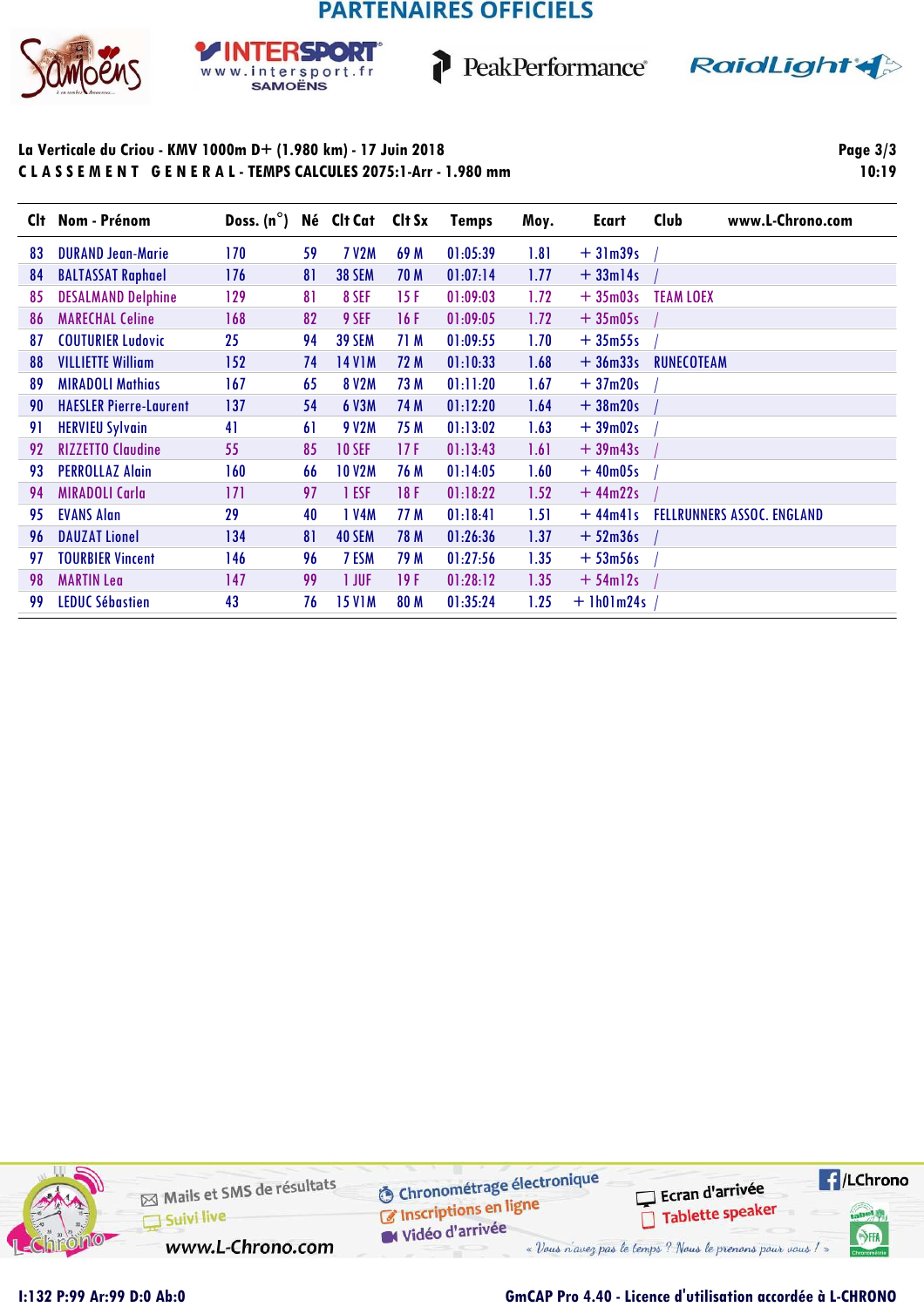# PARTENAIRES OFFICIELS

La Verticale du Criou - KMV 1000m D+ (1.980 km) - 17 Juin 2018

CLASSEMENT GENERAL - TEMPS CALCULES 2075:1-Arr - 1.980 mm

10:19

| Clt | Nom - Prénom | Doss. (n°) | Né | Clt Cat | Clt Sx | Temps | Moy. | Ecart | Club www.L-Chrono.com |
|---|---|---|---|---|---|---|---|---|---|
| 83 | DURAND Jean-Marie | 170 | 59 | 7 V2M | 69 M | 01:05:39 | 1.81 | + 31m39s | / |
| 84 | BALTASSAT Raphael | 176 | 81 | 38 SEM | 70 M | 01:07:14 | 1.77 | + 33m14s | / |
| 85 | DESALMAND Delphine | 129 | 81 | 8 SEF | 15 F | 01:09:03 | 1.72 | + 35m03s | TEAM LOEX |
| 86 | MARECHAL Celine | 168 | 82 | 9 SEF | 16 F | 01:09:05 | 1.72 | + 35m05s | / |
| 87 | COUTURIER Ludovic | 25 | 94 | 39 SEM | 71 M | 01:09:55 | 1.70 | + 35m55s | / |
| 88 | VILLIETTE William | 152 | 74 | 14 V1M | 72 M | 01:10:33 | 1.68 | + 36m33s | RUNECOTEAM |
| 89 | MIRADOLI Mathias | 167 | 65 | 8 V2M | 73 M | 01:11:20 | 1.67 | + 37m20s | / |
| 90 | HAESLER Pierre-Laurent | 137 | 54 | 6 V3M | 74 M | 01:12:20 | 1.64 | + 38m20s | / |
| 91 | HERVIEU Sylvain | 41 | 61 | 9 V2M | 75 M | 01:13:02 | 1.63 | + 39m02s | / |
| 92 | RIZZETTO Claudine | 55 | 85 | 10 SEF | 17 F | 01:13:43 | 1.61 | + 39m43s | / |
| 93 | PERROLLAZ Alain | 160 | 66 | 10 V2M | 76 M | 01:14:05 | 1.60 | + 40m05s | / |
| 94 | MIRADOLI Carla | 171 | 97 | 1 ESF | 18 F | 01:18:22 | 1.52 | + 44m22s | / |
| 95 | EVANS Alan | 29 | 40 | 1 V4M | 77 M | 01:18:41 | 1.51 | + 44m41s | FELLRUNNERS ASSOC. ENGLAND |
| 96 | DAUZAT Lionel | 134 | 81 | 40 SEM | 78 M | 01:26:36 | 1.37 | + 52m36s | / |
| 97 | TOURBIER Vincent | 146 | 96 | 7 ESM | 79 M | 01:27:56 | 1.35 | + 53m56s | / |
| 98 | MARTIN Lea | 147 | 99 | 1 JUF | 19 F | 01:28:12 | 1.35 | + 54m12s | / |
| 99 | LEDUC Sébastien | 43 | 76 | 15 V1M | 80 M | 01:35:24 | 1.25 | + 1h01m24s | / |

Mails et SMS de résultats · Suivi live · www.L-Chrono.com · Chronométrage électronique · Inscriptions en ligne · Vidéo d'arrivée · Ecran d'arrivée · Tablette speaker · /LChrono

« Vous n'avez pas le temps ? Nous le prenons pour vous ! »

I:132 P:99 Ar:99 D:0 Ab:0

GmCAP Pro 4.40 - Licence d'utilisation accordée à L-CHRONO